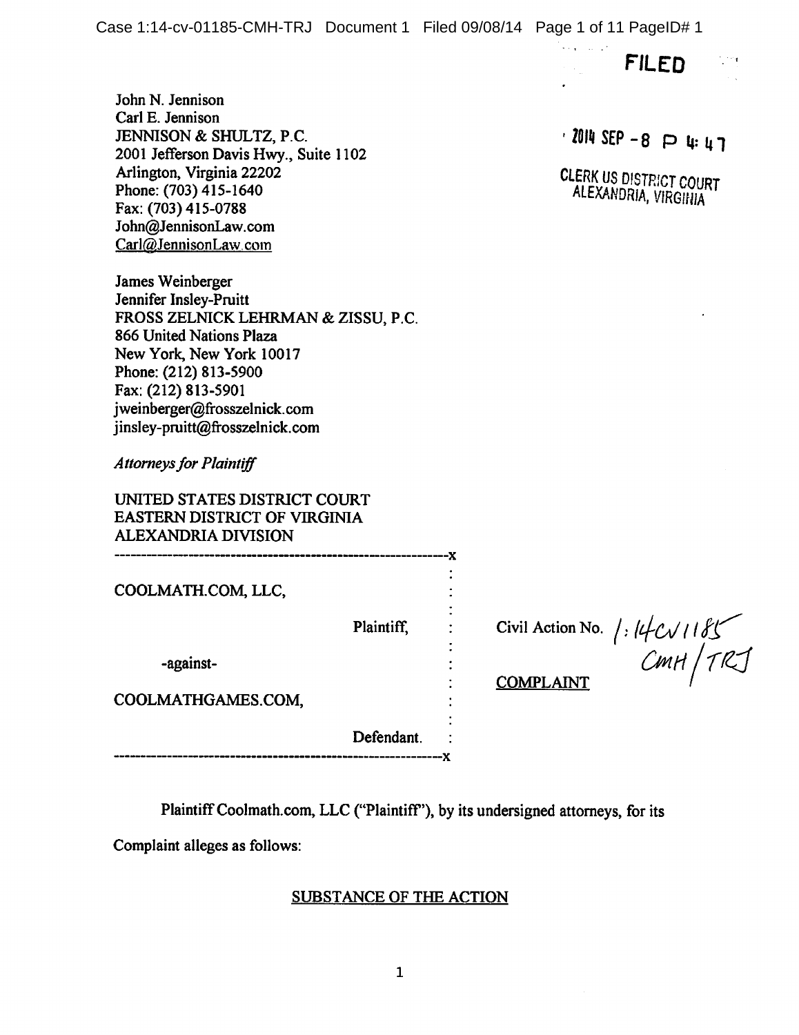FILED

2014 SEP -8 P 4:47

CLERK US DISTRICT COURT
ALEXANDRIA, VIRGINIA

John N. Jennison
Carl E. Jennison
JENNISON & SHULTZ, P.C.
2001 Jefferson Davis Hwy., Suite 1102
Arlington, Virginia 22202
Phone: (703) 415-1640
Fax: (703) 415-0788
John@JennisonLaw.com
Carl@JennisonLaw.com

James Weinberger
Jennifer Insley-Pruitt
FROSS ZELNICK LEHRMAN & ZISSU, P.C.
866 United Nations Plaza
New York, New York 10017
Phone: (212) 813-5900
Fax: (212) 813-5901
jweinberger@frosszelnick.com
jinsley-pruitt@frosszelnick.com

*Attorneys for Plaintiff*

UNITED STATES DISTRICT COURT
EASTERN DISTRICT OF VIRGINIA
ALEXANDRIA DIVISION

| | |
|---|---|
| COOLMATH.COM, LLC,<br><br>Plaintiff,<br><br>-against-<br><br>COOLMATHGAMES.COM,<br><br>Defendant. | Civil Action No. 1:14CV1185 CMH/TRJ<br><br>COMPLAINT |

Plaintiff Coolmath.com, LLC ("Plaintiff"), by its undersigned attorneys, for its Complaint alleges as follows:

## SUBSTANCE OF THE ACTION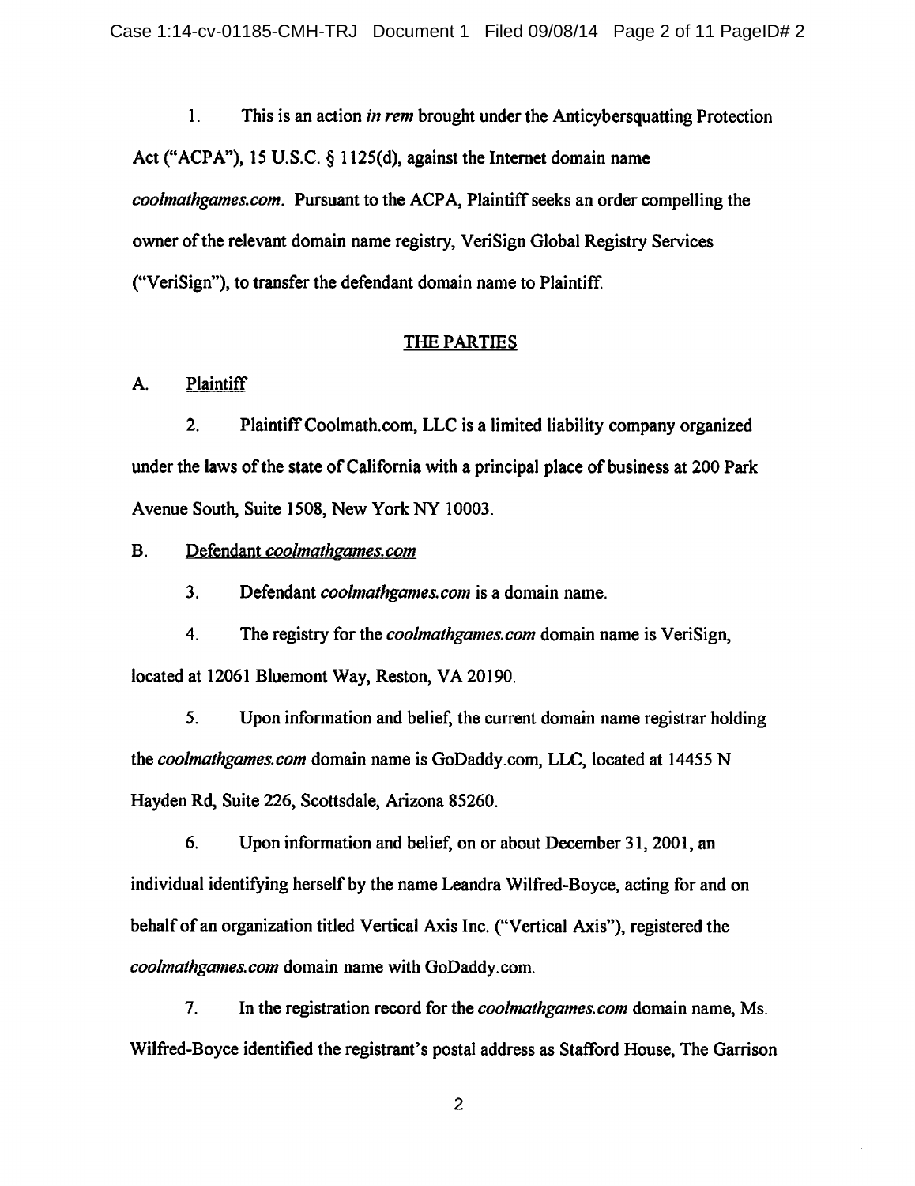1. This is an action *in rem* brought under the Anticybersquatting Protection Act ("ACPA"), 15 U.S.C. § 1125(d), against the Internet domain name *coolmathgames.com*. Pursuant to the ACPA, Plaintiff seeks an order compelling the owner of the relevant domain name registry, VeriSign Global Registry Services ("VeriSign"), to transfer the defendant domain name to Plaintiff.

## THE PARTIES

### A. Plaintiff

2. Plaintiff Coolmath.com, LLC is a limited liability company organized under the laws of the state of California with a principal place of business at 200 Park Avenue South, Suite 1508, New York NY 10003.

### B. Defendant *coolmathgames.com*

3. Defendant *coolmathgames.com* is a domain name.

4. The registry for the *coolmathgames.com* domain name is VeriSign, located at 12061 Bluemont Way, Reston, VA 20190.

5. Upon information and belief, the current domain name registrar holding the *coolmathgames.com* domain name is GoDaddy.com, LLC, located at 14455 N Hayden Rd, Suite 226, Scottsdale, Arizona 85260.

6. Upon information and belief, on or about December 31, 2001, an individual identifying herself by the name Leandra Wilfred-Boyce, acting for and on behalf of an organization titled Vertical Axis Inc. ("Vertical Axis"), registered the *coolmathgames.com* domain name with GoDaddy.com.

7. In the registration record for the *coolmathgames.com* domain name, Ms. Wilfred-Boyce identified the registrant's postal address as Stafford House, The Garrison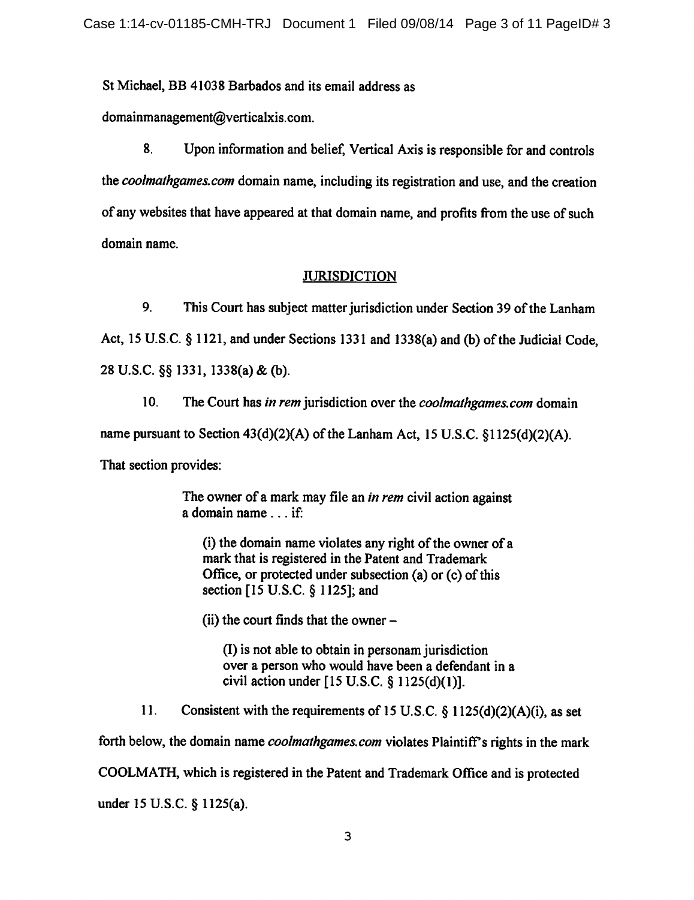St Michael, BB 41038 Barbados and its email address as domainmanagement@verticalxis.com.

8. Upon information and belief, Vertical Axis is responsible for and controls the *coolmathgames.com* domain name, including its registration and use, and the creation of any websites that have appeared at that domain name, and profits from the use of such domain name.

## JURISDICTION

9. This Court has subject matter jurisdiction under Section 39 of the Lanham Act, 15 U.S.C. § 1121, and under Sections 1331 and 1338(a) and (b) of the Judicial Code, 28 U.S.C. §§ 1331, 1338(a) & (b).

10. The Court has *in rem* jurisdiction over the *coolmathgames.com* domain name pursuant to Section 43(d)(2)(A) of the Lanham Act, 15 U.S.C. §1125(d)(2)(A). That section provides:

> The owner of a mark may file an *in rem* civil action against a domain name . . . if:
>
> (i) the domain name violates any right of the owner of a mark that is registered in the Patent and Trademark Office, or protected under subsection (a) or (c) of this section [15 U.S.C. § 1125]; and
>
> (ii) the court finds that the owner –
>
> (I) is not able to obtain in personam jurisdiction over a person who would have been a defendant in a civil action under [15 U.S.C. § 1125(d)(1)].

11. Consistent with the requirements of 15 U.S.C. § 1125(d)(2)(A)(i), as set forth below, the domain name *coolmathgames.com* violates Plaintiff's rights in the mark COOLMATH, which is registered in the Patent and Trademark Office and is protected under 15 U.S.C. § 1125(a).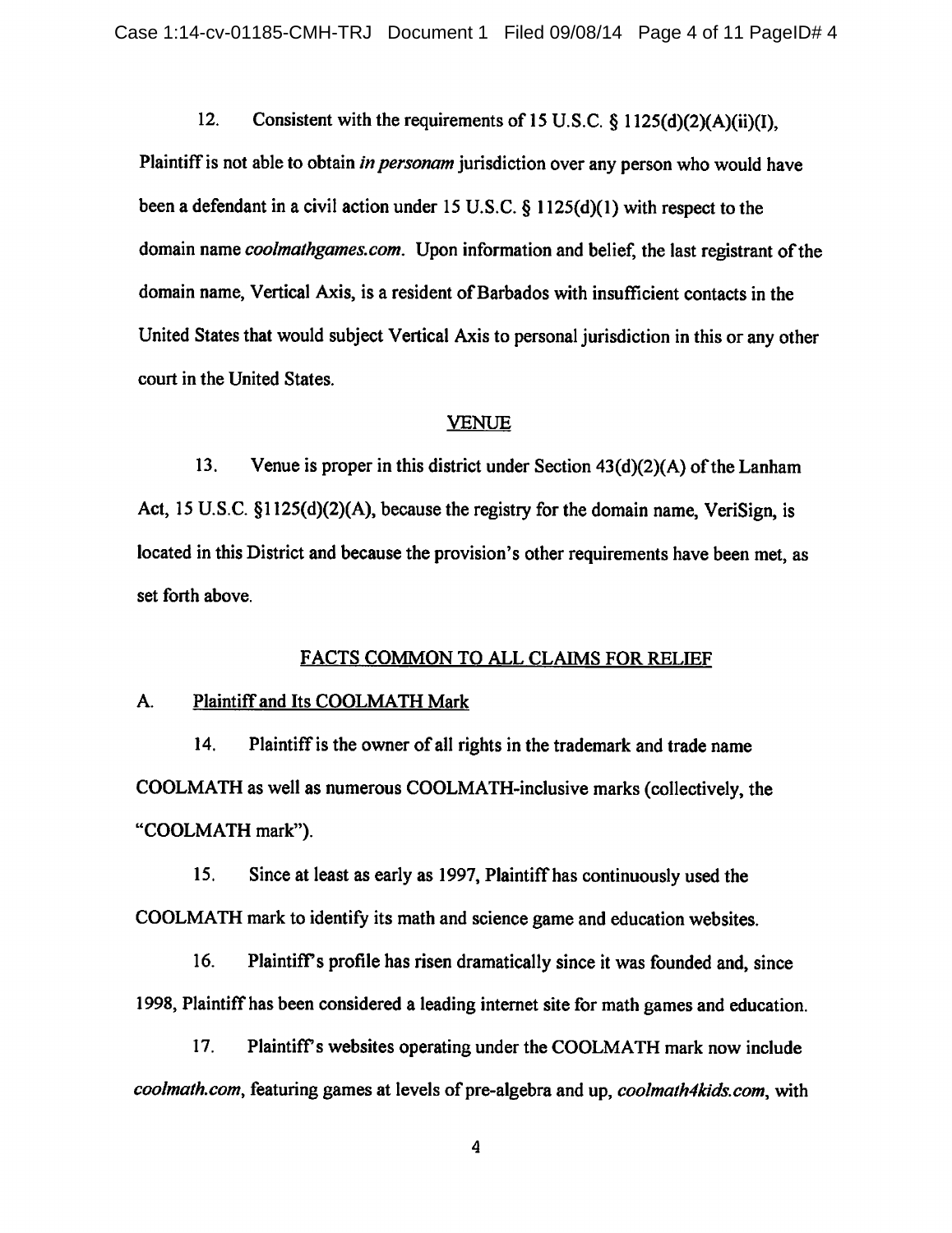12. Consistent with the requirements of 15 U.S.C. § 1125(d)(2)(A)(ii)(I), Plaintiff is not able to obtain *in personam* jurisdiction over any person who would have been a defendant in a civil action under 15 U.S.C. § 1125(d)(1) with respect to the domain name *coolmathgames.com*. Upon information and belief, the last registrant of the domain name, Vertical Axis, is a resident of Barbados with insufficient contacts in the United States that would subject Vertical Axis to personal jurisdiction in this or any other court in the United States.

## VENUE

13. Venue is proper in this district under Section 43(d)(2)(A) of the Lanham Act, 15 U.S.C. §1125(d)(2)(A), because the registry for the domain name, VeriSign, is located in this District and because the provision's other requirements have been met, as set forth above.

## FACTS COMMON TO ALL CLAIMS FOR RELIEF

### A. Plaintiff and Its COOLMATH Mark

14. Plaintiff is the owner of all rights in the trademark and trade name COOLMATH as well as numerous COOLMATH-inclusive marks (collectively, the "COOLMATH mark").

15. Since at least as early as 1997, Plaintiff has continuously used the COOLMATH mark to identify its math and science game and education websites.

16. Plaintiff's profile has risen dramatically since it was founded and, since 1998, Plaintiff has been considered a leading internet site for math games and education.

17. Plaintiff's websites operating under the COOLMATH mark now include *coolmath.com*, featuring games at levels of pre-algebra and up, *coolmath4kids.com*, with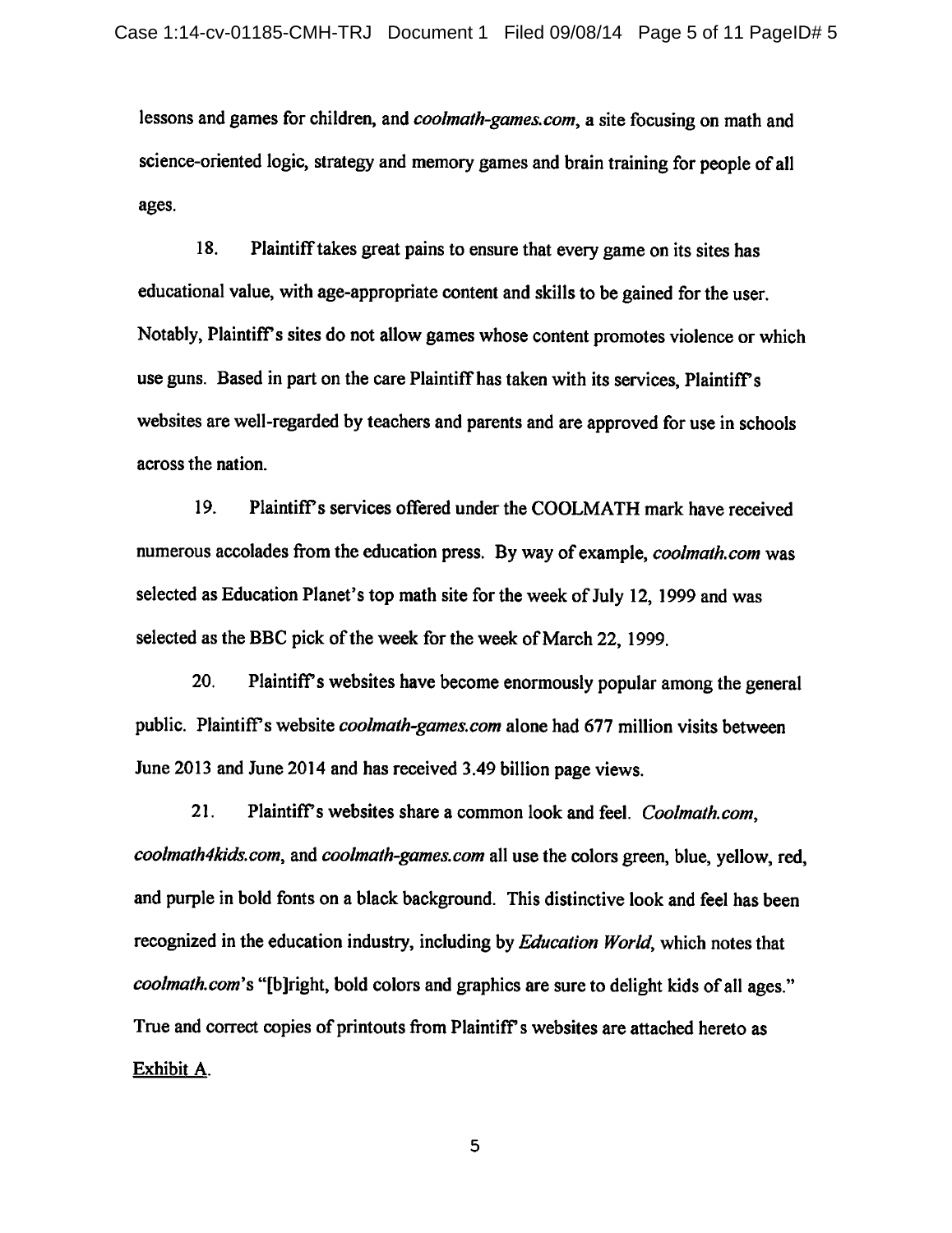lessons and games for children, and *coolmath-games.com*, a site focusing on math and science-oriented logic, strategy and memory games and brain training for people of all ages.

18. Plaintiff takes great pains to ensure that every game on its sites has educational value, with age-appropriate content and skills to be gained for the user. Notably, Plaintiff's sites do not allow games whose content promotes violence or which use guns. Based in part on the care Plaintiff has taken with its services, Plaintiff's websites are well-regarded by teachers and parents and are approved for use in schools across the nation.

19. Plaintiff's services offered under the COOLMATH mark have received numerous accolades from the education press. By way of example, *coolmath.com* was selected as Education Planet's top math site for the week of July 12, 1999 and was selected as the BBC pick of the week for the week of March 22, 1999.

20. Plaintiff's websites have become enormously popular among the general public. Plaintiff's website *coolmath-games.com* alone had 677 million visits between June 2013 and June 2014 and has received 3.49 billion page views.

21. Plaintiff's websites share a common look and feel. *Coolmath.com*, *coolmath4kids.com*, and *coolmath-games.com* all use the colors green, blue, yellow, red, and purple in bold fonts on a black background. This distinctive look and feel has been recognized in the education industry, including by *Education World*, which notes that *coolmath.com*'s "[b]right, bold colors and graphics are sure to delight kids of all ages." True and correct copies of printouts from Plaintiff's websites are attached hereto as Exhibit A.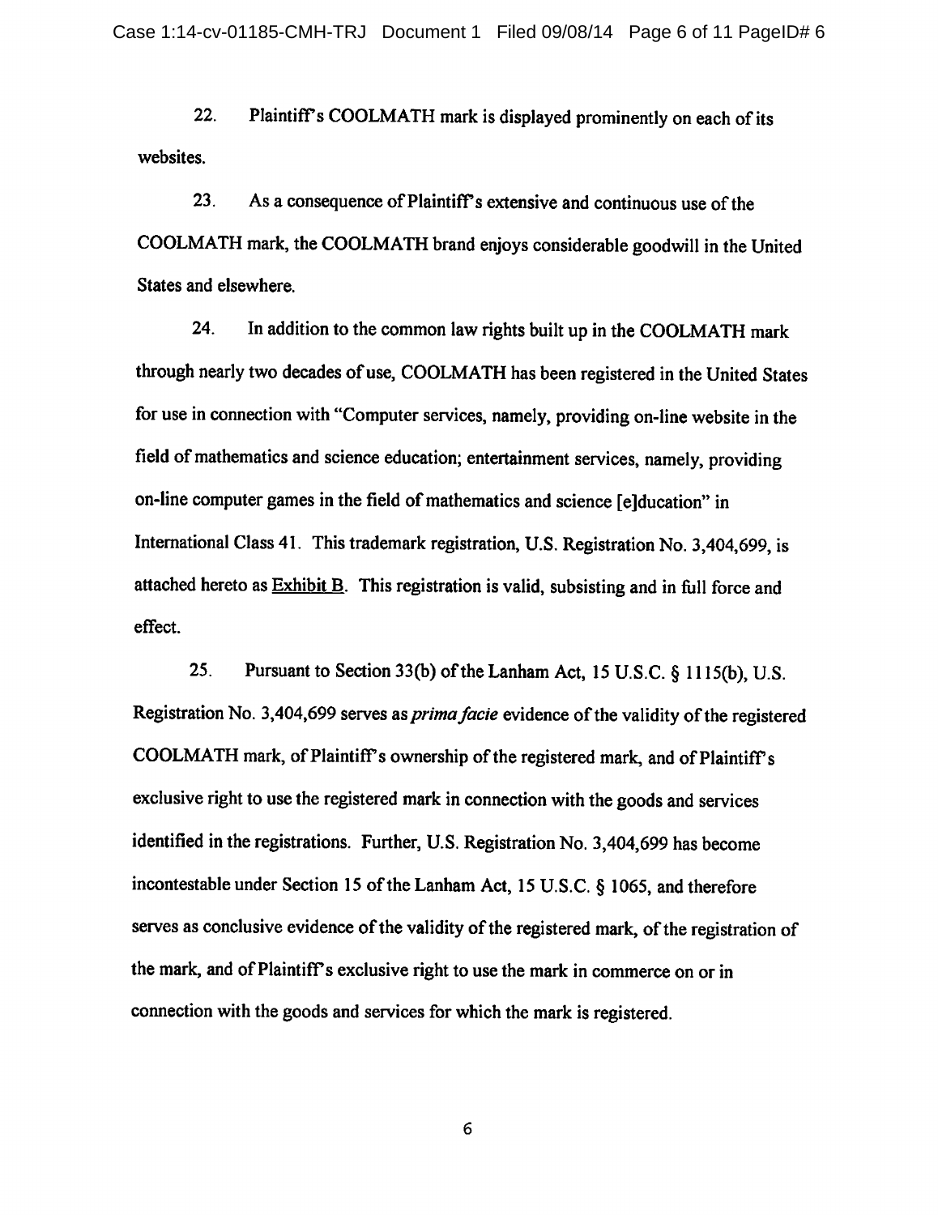22. Plaintiff's COOLMATH mark is displayed prominently on each of its websites.

23. As a consequence of Plaintiff's extensive and continuous use of the COOLMATH mark, the COOLMATH brand enjoys considerable goodwill in the United States and elsewhere.

24. In addition to the common law rights built up in the COOLMATH mark through nearly two decades of use, COOLMATH has been registered in the United States for use in connection with "Computer services, namely, providing on-line website in the field of mathematics and science education; entertainment services, namely, providing on-line computer games in the field of mathematics and science [e]ducation" in International Class 41. This trademark registration, U.S. Registration No. 3,404,699, is attached hereto as Exhibit B. This registration is valid, subsisting and in full force and effect.

25. Pursuant to Section 33(b) of the Lanham Act, 15 U.S.C. § 1115(b), U.S. Registration No. 3,404,699 serves as *prima facie* evidence of the validity of the registered COOLMATH mark, of Plaintiff's ownership of the registered mark, and of Plaintiff's exclusive right to use the registered mark in connection with the goods and services identified in the registrations. Further, U.S. Registration No. 3,404,699 has become incontestable under Section 15 of the Lanham Act, 15 U.S.C. § 1065, and therefore serves as conclusive evidence of the validity of the registered mark, of the registration of the mark, and of Plaintiff's exclusive right to use the mark in commerce on or in connection with the goods and services for which the mark is registered.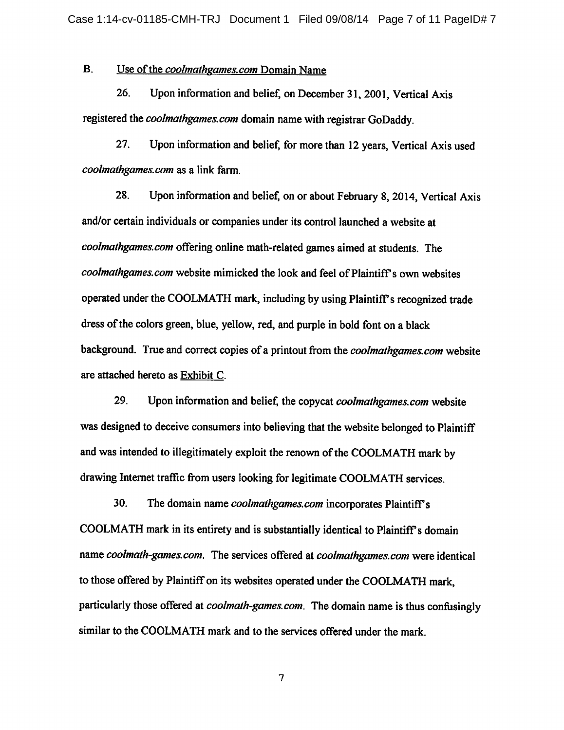### B. Use of the *coolmathgames.com* Domain Name

26. Upon information and belief, on December 31, 2001, Vertical Axis registered the *coolmathgames.com* domain name with registrar GoDaddy.

27. Upon information and belief, for more than 12 years, Vertical Axis used *coolmathgames.com* as a link farm.

28. Upon information and belief, on or about February 8, 2014, Vertical Axis and/or certain individuals or companies under its control launched a website at *coolmathgames.com* offering online math-related games aimed at students. The *coolmathgames.com* website mimicked the look and feel of Plaintiff's own websites operated under the COOLMATH mark, including by using Plaintiff's recognized trade dress of the colors green, blue, yellow, red, and purple in bold font on a black background. True and correct copies of a printout from the *coolmathgames.com* website are attached hereto as Exhibit C.

29. Upon information and belief, the copycat *coolmathgames.com* website was designed to deceive consumers into believing that the website belonged to Plaintiff and was intended to illegitimately exploit the renown of the COOLMATH mark by drawing Internet traffic from users looking for legitimate COOLMATH services.

30. The domain name *coolmathgames.com* incorporates Plaintiff's COOLMATH mark in its entirety and is substantially identical to Plaintiff's domain name *coolmath-games.com*. The services offered at *coolmathgames.com* were identical to those offered by Plaintiff on its websites operated under the COOLMATH mark, particularly those offered at *coolmath-games.com*. The domain name is thus confusingly similar to the COOLMATH mark and to the services offered under the mark.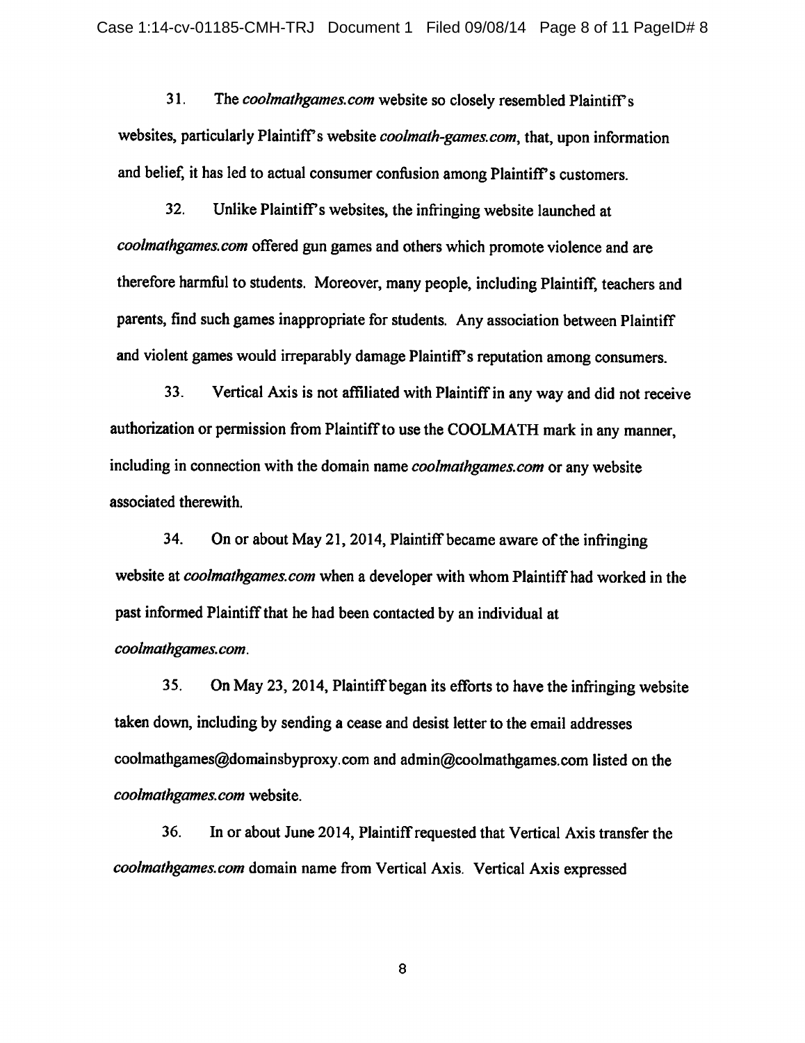31. The *coolmathgames.com* website so closely resembled Plaintiff's websites, particularly Plaintiff's website *coolmath-games.com*, that, upon information and belief, it has led to actual consumer confusion among Plaintiff's customers.

32. Unlike Plaintiff's websites, the infringing website launched at *coolmathgames.com* offered gun games and others which promote violence and are therefore harmful to students. Moreover, many people, including Plaintiff, teachers and parents, find such games inappropriate for students. Any association between Plaintiff and violent games would irreparably damage Plaintiff's reputation among consumers.

33. Vertical Axis is not affiliated with Plaintiff in any way and did not receive authorization or permission from Plaintiff to use the COOLMATH mark in any manner, including in connection with the domain name *coolmathgames.com* or any website associated therewith.

34. On or about May 21, 2014, Plaintiff became aware of the infringing website at *coolmathgames.com* when a developer with whom Plaintiff had worked in the past informed Plaintiff that he had been contacted by an individual at *coolmathgames.com*.

35. On May 23, 2014, Plaintiff began its efforts to have the infringing website taken down, including by sending a cease and desist letter to the email addresses coolmathgames@domainsbyproxy.com and admin@coolmathgames.com listed on the *coolmathgames.com* website.

36. In or about June 2014, Plaintiff requested that Vertical Axis transfer the *coolmathgames.com* domain name from Vertical Axis. Vertical Axis expressed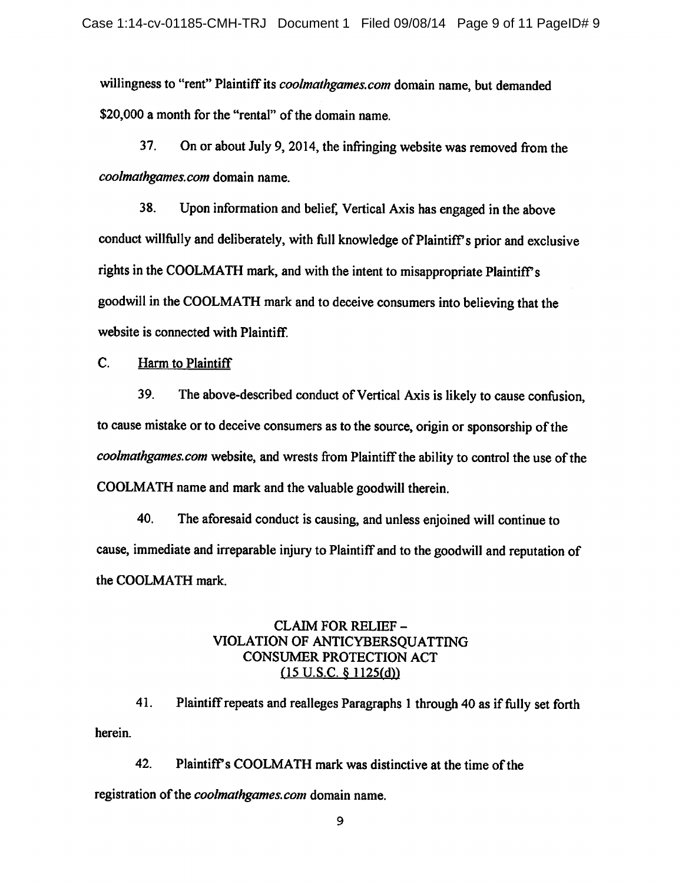willingness to "rent" Plaintiff its *coolmathgames.com* domain name, but demanded $20,000 a month for the "rental" of the domain name.

37. On or about July 9, 2014, the infringing website was removed from the *coolmathgames.com* domain name.

38. Upon information and belief, Vertical Axis has engaged in the above conduct willfully and deliberately, with full knowledge of Plaintiff's prior and exclusive rights in the COOLMATH mark, and with the intent to misappropriate Plaintiff's goodwill in the COOLMATH mark and to deceive consumers into believing that the website is connected with Plaintiff.

C. Harm to Plaintiff

39. The above-described conduct of Vertical Axis is likely to cause confusion, to cause mistake or to deceive consumers as to the source, origin or sponsorship of the *coolmathgames.com* website, and wrests from Plaintiff the ability to control the use of the COOLMATH name and mark and the valuable goodwill therein.

40. The aforesaid conduct is causing, and unless enjoined will continue to cause, immediate and irreparable injury to Plaintiff and to the goodwill and reputation of the COOLMATH mark.

## CLAIM FOR RELIEF – VIOLATION OF ANTICYBERSQUATTING CONSUMER PROTECTION ACT (15 U.S.C. § 1125(d))

41. Plaintiff repeats and realleges Paragraphs 1 through 40 as if fully set forth herein.

42. Plaintiff's COOLMATH mark was distinctive at the time of the registration of the *coolmathgames.com* domain name.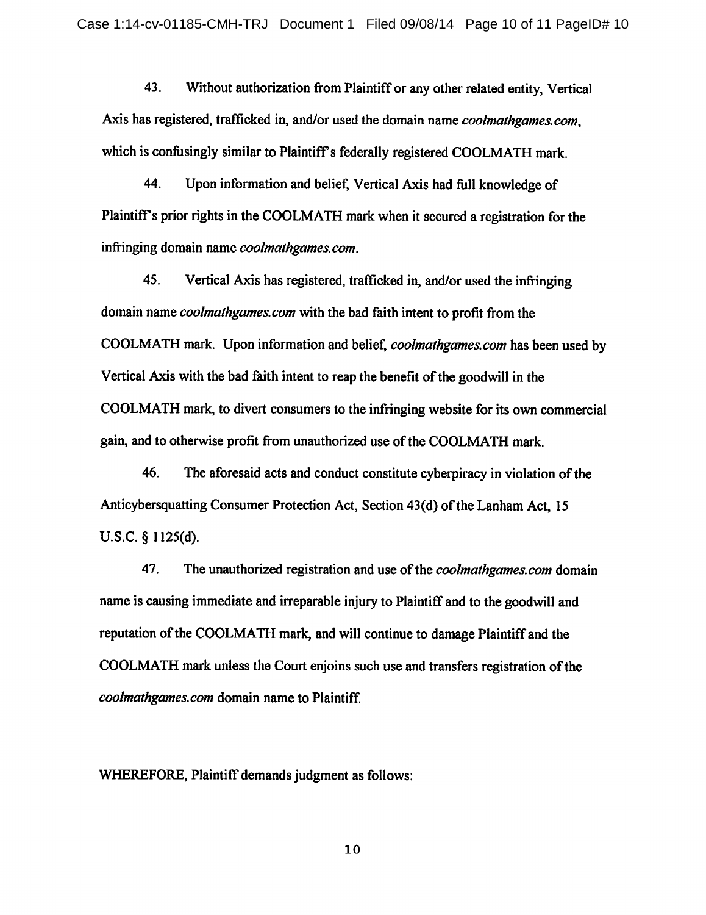43. Without authorization from Plaintiff or any other related entity, Vertical Axis has registered, trafficked in, and/or used the domain name *coolmathgames.com*, which is confusingly similar to Plaintiff's federally registered COOLMATH mark.

44. Upon information and belief, Vertical Axis had full knowledge of Plaintiff's prior rights in the COOLMATH mark when it secured a registration for the infringing domain name *coolmathgames.com*.

45. Vertical Axis has registered, trafficked in, and/or used the infringing domain name *coolmathgames.com* with the bad faith intent to profit from the COOLMATH mark. Upon information and belief, *coolmathgames.com* has been used by Vertical Axis with the bad faith intent to reap the benefit of the goodwill in the COOLMATH mark, to divert consumers to the infringing website for its own commercial gain, and to otherwise profit from unauthorized use of the COOLMATH mark.

46. The aforesaid acts and conduct constitute cyberpiracy in violation of the Anticybersquatting Consumer Protection Act, Section 43(d) of the Lanham Act, 15 U.S.C. § 1125(d).

47. The unauthorized registration and use of the *coolmathgames.com* domain name is causing immediate and irreparable injury to Plaintiff and to the goodwill and reputation of the COOLMATH mark, and will continue to damage Plaintiff and the COOLMATH mark unless the Court enjoins such use and transfers registration of the *coolmathgames.com* domain name to Plaintiff.

WHEREFORE, Plaintiff demands judgment as follows: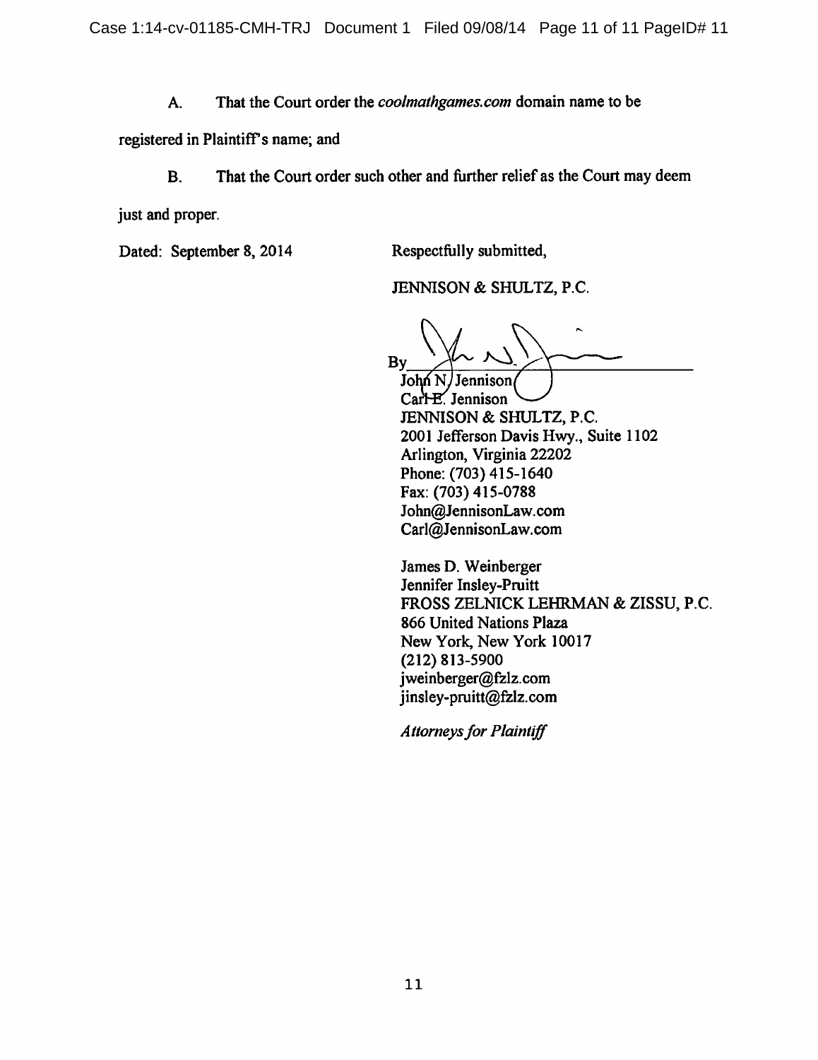A. That the Court order the *coolmathgames.com* domain name to be registered in Plaintiff's name; and

B. That the Court order such other and further relief as the Court may deem just and proper.

Dated: September 8, 2014

Respectfully submitted,

JENNISON & SHULTZ, P.C.

By______________________________

John N. Jennison
Carl E. Jennison
JENNISON & SHULTZ, P.C.
2001 Jefferson Davis Hwy., Suite 1102
Arlington, Virginia 22202
Phone: (703) 415-1640
Fax: (703) 415-0788
John@JennisonLaw.com
Carl@JennisonLaw.com

James D. Weinberger
Jennifer Insley-Pruitt
FROSS ZELNICK LEHRMAN & ZISSU, P.C.
866 United Nations Plaza
New York, New York 10017
(212) 813-5900
jweinberger@fzlz.com
jinsley-pruitt@fzlz.com

*Attorneys for Plaintiff*